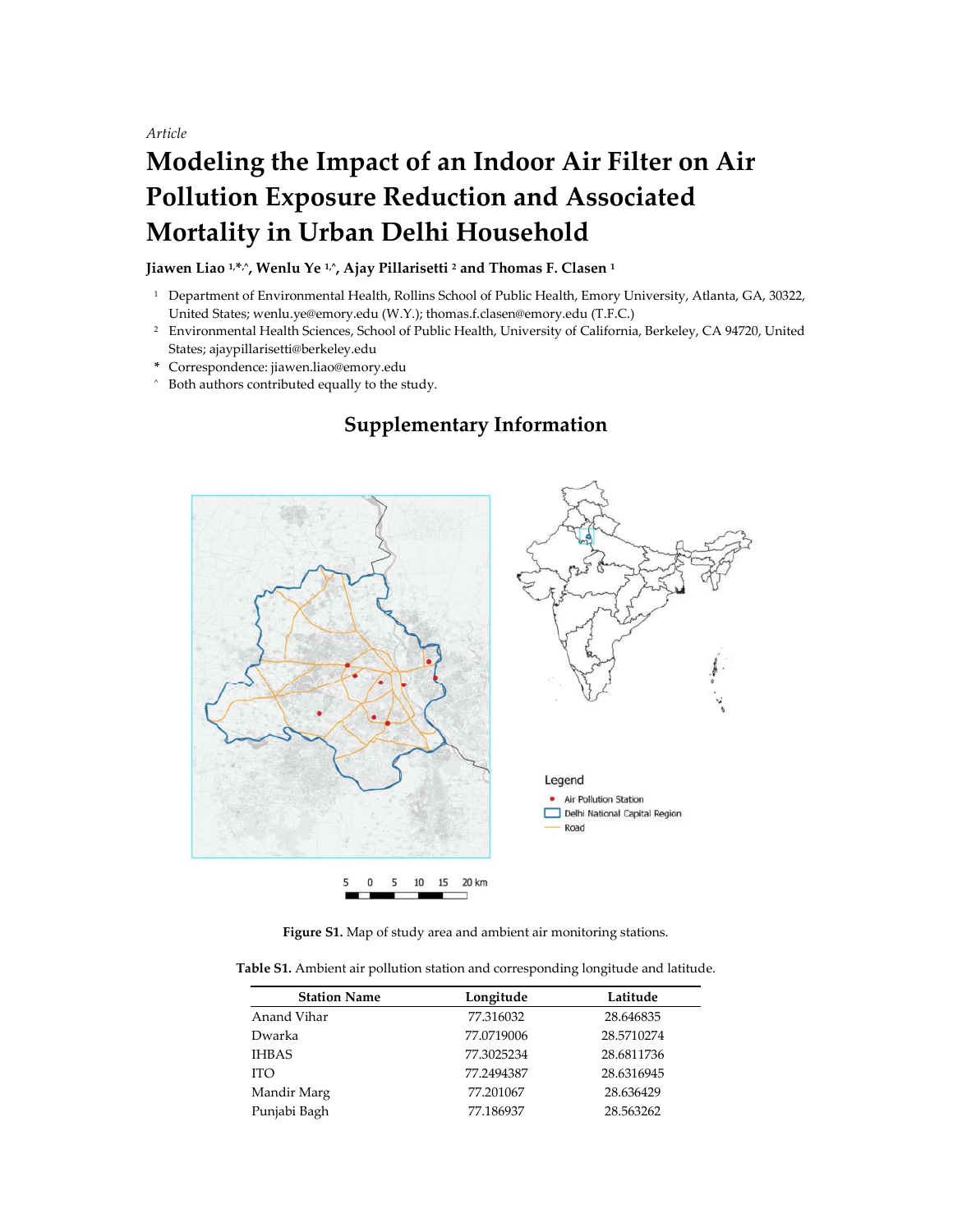*Article*

# Modeling the Impact of an Indoor Air Filter on Air Pollution Exposure Reduction and Associated Mortality in Urban Delhi Household

**Jiawen Liao [1,*,^], Wenlu Ye [1,^], Ajay Pillarisetti [2] and Thomas F. Clasen [1]**

[1] Department of Environmental Health, Rollins School of Public Health, Emory University, Atlanta, GA, 30322, United States; wenlu.ye@emory.edu (W.Y.); thomas.f.clasen@emory.edu (T.F.C.)

[2] Environmental Health Sciences, School of Public Health, University of California, Berkeley, CA 94720, United States; ajaypillarisetti@berkeley.edu

* Correspondence: jiawen.liao@emory.edu

^ Both authors contributed equally to the study.

## Supplementary Information

**Figure S1.** Map of study area and ambient air monitoring stations.

**Table S1.** Ambient air pollution station and corresponding longitude and latitude.

| Station Name | Longitude | Latitude |
|---|---|---|
| Anand Vihar | 77.316032 | 28.646835 |
| Dwarka | 77.0719006 | 28.5710274 |
| IHBAS | 77.3025234 | 28.6811736 |
| ITO | 77.2494387 | 28.6316945 |
| Mandir Marg | 77.201067 | 28.636429 |
| Punjabi Bagh | 77.186937 | 28.563262 |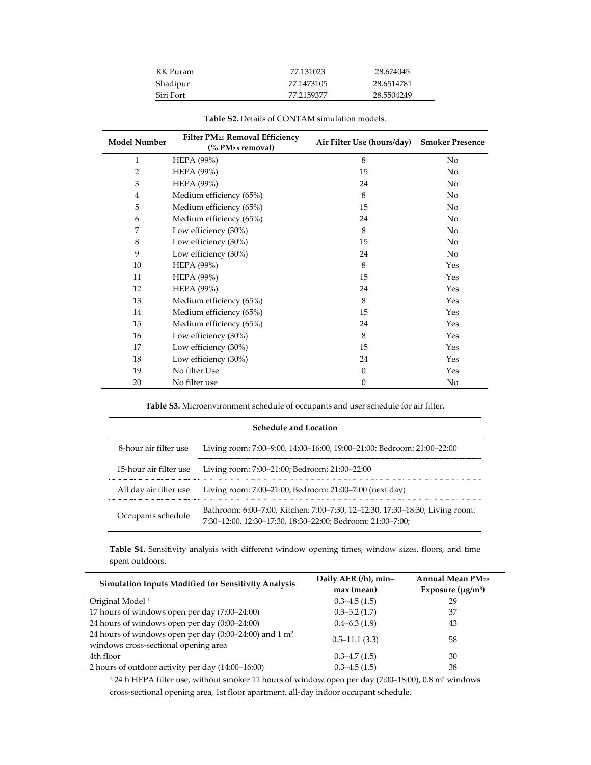| RK Puram | 77.131023 | 28.674045 |
|---|---|---|
| Shadipur | 77.1473105 | 28.6514781 |
| Siri Fort | 77.2159377 | 28.5504249 |

**Table S2.** Details of CONTAM simulation models.

| Model Number | Filter $PM_{2.5}$ Removal Efficiency (% $PM_{2.5}$ removal) | Air Filter Use (hours/day) | Smoker Presence |
|---|---|---|---|
| 1 | HEPA (99%) | 8 | No |
| 2 | HEPA (99%) | 15 | No |
| 3 | HEPA (99%) | 24 | No |
| 4 | Medium efficiency (65%) | 8 | No |
| 5 | Medium efficiency (65%) | 15 | No |
| 6 | Medium efficiency (65%) | 24 | No |
| 7 | Low efficiency (30%) | 8 | No |
| 8 | Low efficiency (30%) | 15 | No |
| 9 | Low efficiency (30%) | 24 | No |
| 10 | HEPA (99%) | 8 | Yes |
| 11 | HEPA (99%) | 15 | Yes |
| 12 | HEPA (99%) | 24 | Yes |
| 13 | Medium efficiency (65%) | 8 | Yes |
| 14 | Medium efficiency (65%) | 15 | Yes |
| 15 | Medium efficiency (65%) | 24 | Yes |
| 16 | Low efficiency (30%) | 8 | Yes |
| 17 | Low efficiency (30%) | 15 | Yes |
| 18 | Low efficiency (30%) | 24 | Yes |
| 19 | No filter Use | 0 | Yes |
| 20 | No filter use | 0 | No |

**Table S3.** Microenvironment schedule of occupants and user schedule for air filter.

| Schedule and Location | |
|---|---|
| 8-hour air filter use | Living room: 7:00–9:00, 14:00–16:00, 19:00–21:00; Bedroom: 21:00–22:00 |
| 15-hour air filter use | Living room: 7:00–21:00; Bedroom: 21:00–22:00 |
| All day air filter use | Living room: 7:00–21:00; Bedroom: 21:00–7:00 (next day) |
| Occupants schedule | Bathroom: 6:00–7:00, Kitchen: 7:00–7:30, 12–12:30, 17:30–18:30; Living room: 7:30–12:00, 12:30–17:30, 18:30–22:00; Bedroom: 21:00–7:00; |

**Table S4.** Sensitivity analysis with different window opening times, window sizes, floors, and time spent outdoors.

| Simulation Inputs Modified for Sensitivity Analysis | Daily AER (/h), min–max (mean) | Annual Mean $PM_{2.5}$ Exposure ($\mu g/m^3$) |
|---|---|---|
| Original Model [1] | 0.3–4.5 (1.5) | 29 |
| 17 hours of windows open per day (7:00–24:00) | 0.3–5.2 (1.7) | 37 |
| 24 hours of windows open per day (0:00–24:00) | 0.4–6.3 (1.9) | 43 |
| 24 hours of windows open per day (0:00–24:00) and 1 $m^2$ windows cross-sectional opening area | 0.5–11.1 (3.3) | 58 |
| 4th floor | 0.3–4.7 (1.5) | 30 |
| 2 hours of outdoor activity per day (14:00–16:00) | 0.3–4.5 (1.5) | 38 |

[1] 24 h HEPA filter use, without smoker 11 hours of window open per day (7:00–18:00), 0.8 $m^2$ windows cross-sectional opening area, 1st floor apartment, all-day indoor occupant schedule.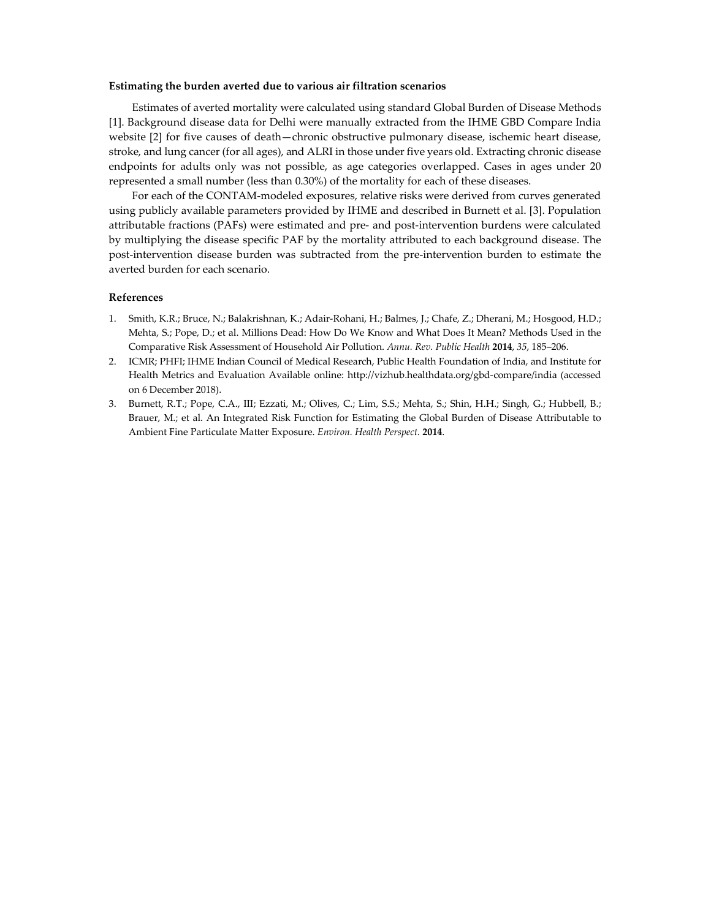**Estimating the burden averted due to various air filtration scenarios**

Estimates of averted mortality were calculated using standard Global Burden of Disease Methods [1]. Background disease data for Delhi were manually extracted from the IHME GBD Compare India website [2] for five causes of death—chronic obstructive pulmonary disease, ischemic heart disease, stroke, and lung cancer (for all ages), and ALRI in those under five years old. Extracting chronic disease endpoints for adults only was not possible, as age categories overlapped. Cases in ages under 20 represented a small number (less than 0.30%) of the mortality for each of these diseases.

For each of the CONTAM-modeled exposures, relative risks were derived from curves generated using publicly available parameters provided by IHME and described in Burnett et al. [3]. Population attributable fractions (PAFs) were estimated and pre- and post-intervention burdens were calculated by multiplying the disease specific PAF by the mortality attributed to each background disease. The post-intervention disease burden was subtracted from the pre-intervention burden to estimate the averted burden for each scenario.

**References**

1. Smith, K.R.; Bruce, N.; Balakrishnan, K.; Adair-Rohani, H.; Balmes, J.; Chafe, Z.; Dherani, M.; Hosgood, H.D.; Mehta, S.; Pope, D.; et al. Millions Dead: How Do We Know and What Does It Mean? Methods Used in the Comparative Risk Assessment of Household Air Pollution. *Annu. Rev. Public Health* **2014**, *35*, 185–206.
2. ICMR; PHFI; IHME Indian Council of Medical Research, Public Health Foundation of India, and Institute for Health Metrics and Evaluation Available online: http://vizhub.healthdata.org/gbd-compare/india (accessed on 6 December 2018).
3. Burnett, R.T.; Pope, C.A., III; Ezzati, M.; Olives, C.; Lim, S.S.; Mehta, S.; Shin, H.H.; Singh, G.; Hubbell, B.; Brauer, M.; et al. An Integrated Risk Function for Estimating the Global Burden of Disease Attributable to Ambient Fine Particulate Matter Exposure. *Environ. Health Perspect.* **2014**.